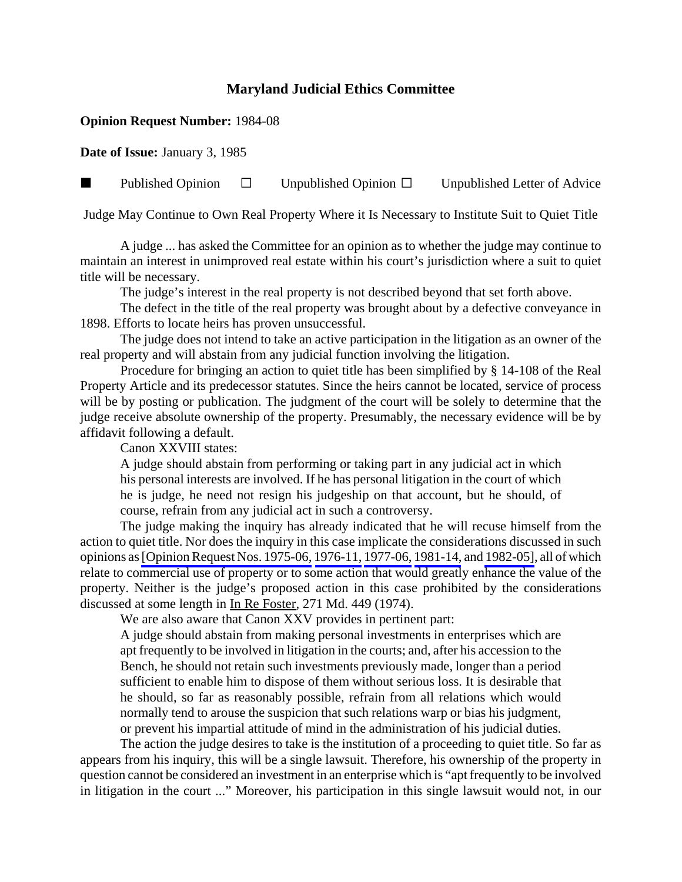# Maryland Judicial Ethics Committee

**Opinion Request Number:** 1984-08

**Date of Issue:** January 3, 1985

■ Published Opinion ☐ Unpublished Opinion ☐ Unpublished Letter of Advice

Judge May Continue to Own Real Property Where it Is Necessary to Institute Suit to Quiet Title

A judge ... has asked the Committee for an opinion as to whether the judge may continue to maintain an interest in unimproved real estate within his court's jurisdiction where a suit to quiet title will be necessary.

The judge's interest in the real property is not described beyond that set forth above.

The defect in the title of the real property was brought about by a defective conveyance in 1898. Efforts to locate heirs has proven unsuccessful.

The judge does not intend to take an active participation in the litigation as an owner of the real property and will abstain from any judicial function involving the litigation.

Procedure for bringing an action to quiet title has been simplified by § 14-108 of the Real Property Article and its predecessor statutes. Since the heirs cannot be located, service of process will be by posting or publication. The judgment of the court will be solely to determine that the judge receive absolute ownership of the property. Presumably, the necessary evidence will be by affidavit following a default.

Canon XXVIII states:

> A judge should abstain from performing or taking part in any judicial act in which his personal interests are involved. If he has personal litigation in the court of which he is judge, he need not resign his judgeship on that account, but he should, of course, refrain from any judicial act in such a controversy.

The judge making the inquiry has already indicated that he will recuse himself from the action to quiet title. Nor does the inquiry in this case implicate the considerations discussed in such opinions as [Opinion Request Nos. 1975-06, 1976-11, 1977-06, 1981-14, and 1982-05], all of which relate to commercial use of property or to some action that would greatly enhance the value of the property. Neither is the judge's proposed action in this case prohibited by the considerations discussed at some length in In Re Foster, 271 Md. 449 (1974).

We are also aware that Canon XXV provides in pertinent part:

> A judge should abstain from making personal investments in enterprises which are apt frequently to be involved in litigation in the courts; and, after his accession to the Bench, he should not retain such investments previously made, longer than a period sufficient to enable him to dispose of them without serious loss. It is desirable that he should, so far as reasonably possible, refrain from all relations which would normally tend to arouse the suspicion that such relations warp or bias his judgment, or prevent his impartial attitude of mind in the administration of his judicial duties.

The action the judge desires to take is the institution of a proceeding to quiet title. So far as appears from his inquiry, this will be a single lawsuit. Therefore, his ownership of the property in question cannot be considered an investment in an enterprise which is "apt frequently to be involved in litigation in the court ..." Moreover, his participation in this single lawsuit would not, in our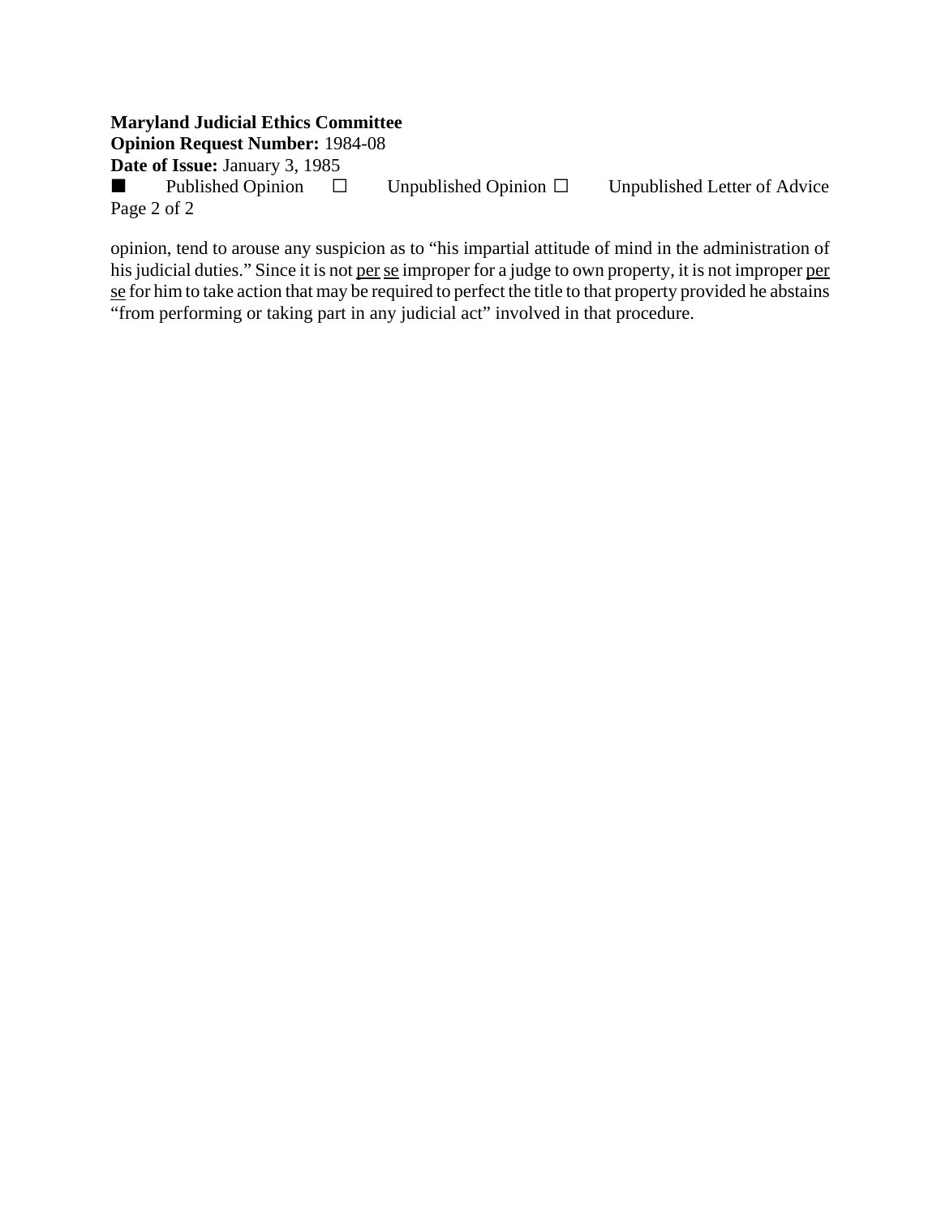opinion, tend to arouse any suspicion as to "his impartial attitude of mind in the administration of his judicial duties." Since it is not per se improper for a judge to own property, it is not improper per se for him to take action that may be required to perfect the title to that property provided he abstains "from performing or taking part in any judicial act" involved in that procedure.